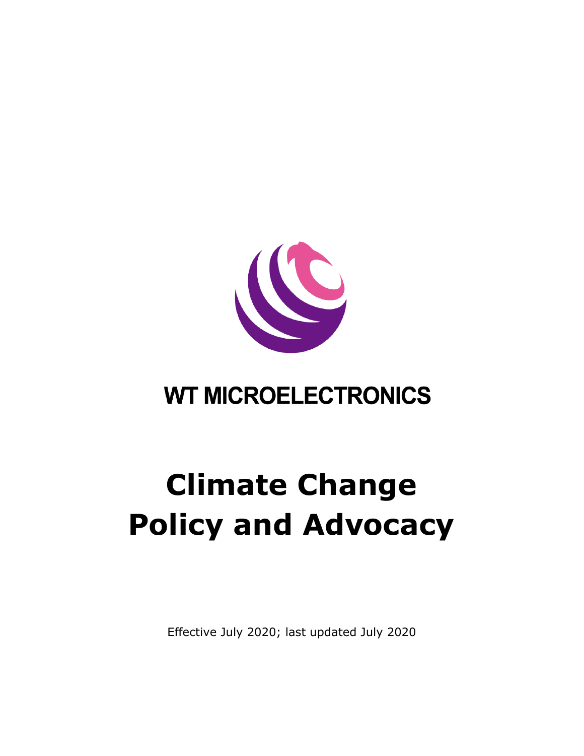WT MICROELECTRONICS

# Climate Change Policy and Advocacy

Effective July 2020; last updated July 2020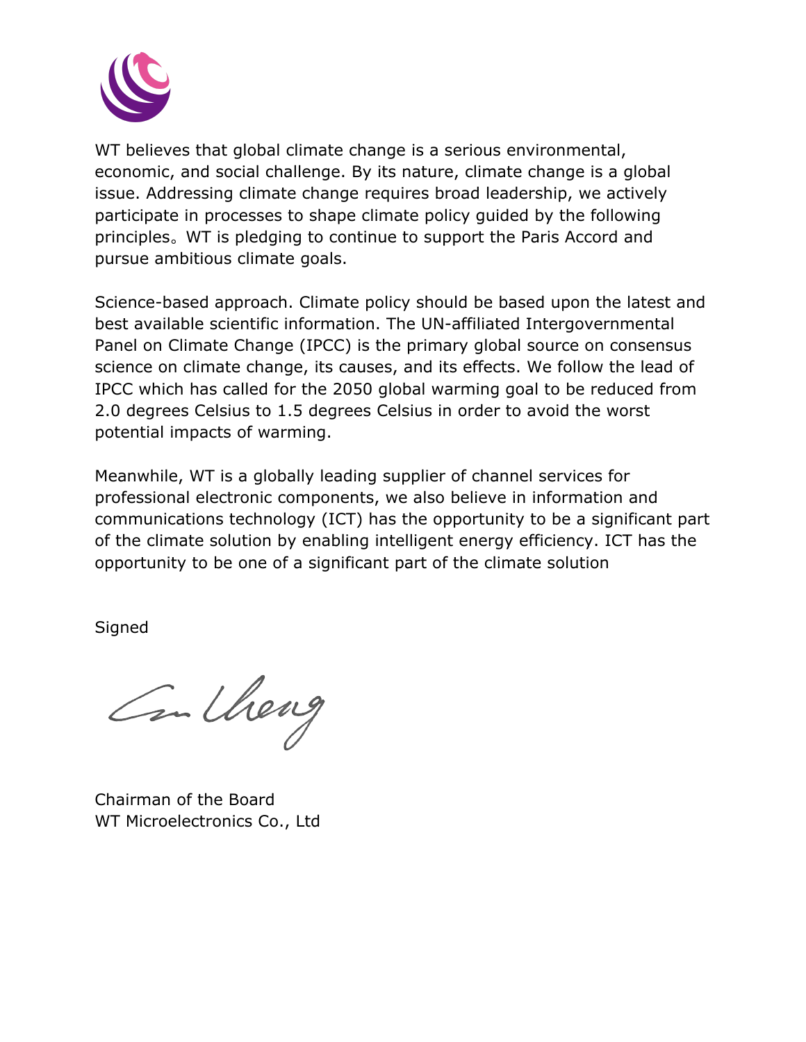WT believes that global climate change is a serious environmental, economic, and social challenge. By its nature, climate change is a global issue. Addressing climate change requires broad leadership, we actively participate in processes to shape climate policy guided by the following principles。WT is pledging to continue to support the Paris Accord and pursue ambitious climate goals.

Science-based approach. Climate policy should be based upon the latest and best available scientific information. The UN-affiliated Intergovernmental Panel on Climate Change (IPCC) is the primary global source on consensus science on climate change, its causes, and its effects. We follow the lead of IPCC which has called for the 2050 global warming goal to be reduced from 2.0 degrees Celsius to 1.5 degrees Celsius in order to avoid the worst potential impacts of warming.

Meanwhile, WT is a globally leading supplier of channel services for professional electronic components, we also believe in information and communications technology (ICT) has the opportunity to be a significant part of the climate solution by enabling intelligent energy efficiency. ICT has the opportunity to be one of a significant part of the climate solution

Signed

Chairman of the Board
WT Microelectronics Co., Ltd